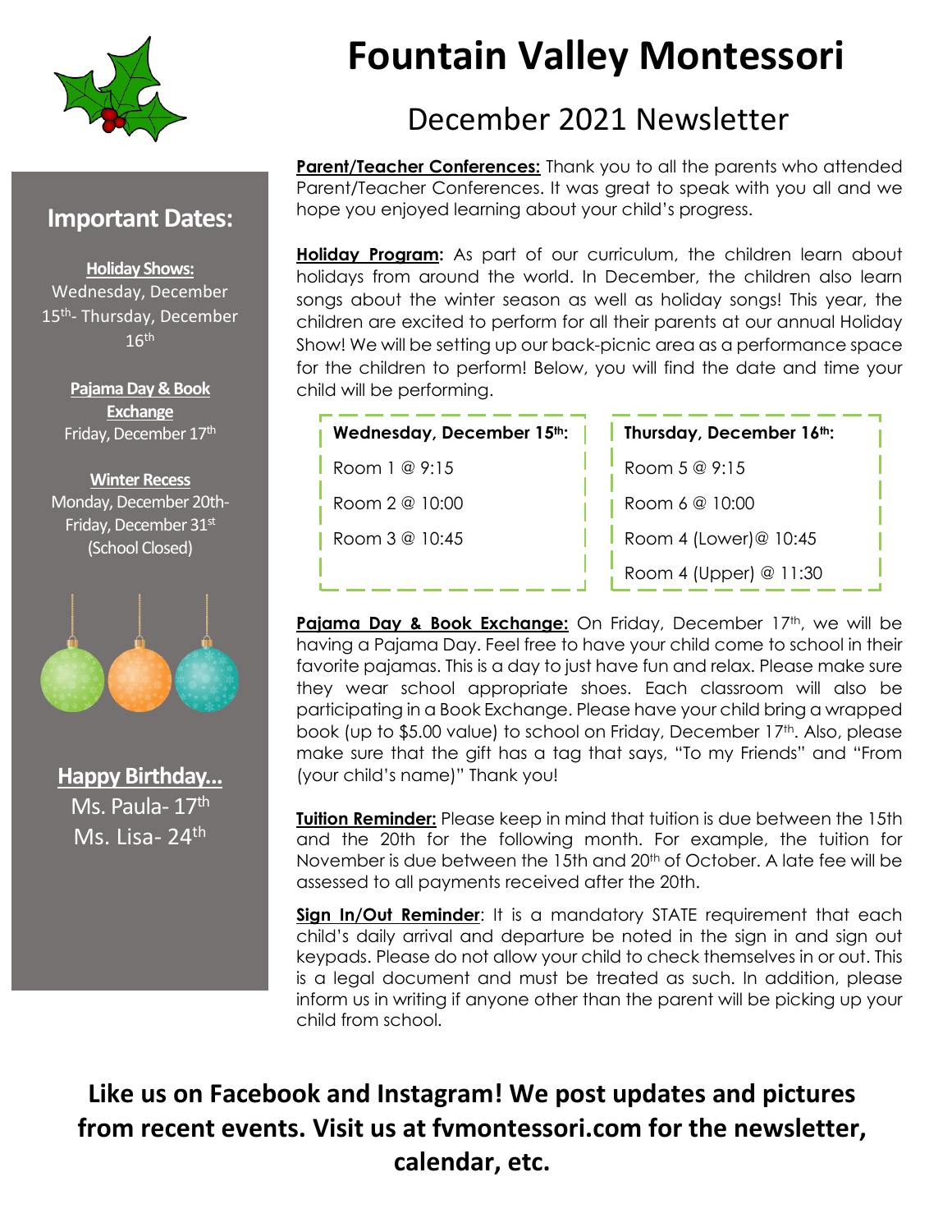# Fountain Valley Montessori

## December 2021 Newsletter

## Important Dates:

**Holiday Shows:**
Wednesday, December 15th- Thursday, December 16th

**Pajama Day & Book Exchange**
Friday, December 17th

**Winter Recess**
Monday, December 20th- Friday, December 31st
(School Closed)

**Happy Birthday...**
Ms. Paula- 17th
Ms. Lisa- 24th

**Parent/Teacher Conferences:** Thank you to all the parents who attended Parent/Teacher Conferences. It was great to speak with you all and we hope you enjoyed learning about your child's progress.

**Holiday Program:** As part of our curriculum, the children learn about holidays from around the world. In December, the children also learn songs about the winter season as well as holiday songs! This year, the children are excited to perform for all their parents at our annual Holiday Show! We will be setting up our back-picnic area as a performance space for the children to perform! Below, you will find the date and time your child will be performing.

| Wednesday, December 15th: | Thursday, December 16th: |
|---|---|
| Room 1 @ 9:15 | Room 5 @ 9:15 |
| Room 2 @ 10:00 | Room 6 @ 10:00 |
| Room 3 @ 10:45 | Room 4 (Lower)@ 10:45 |
| | Room 4 (Upper) @ 11:30 |

**Pajama Day & Book Exchange:** On Friday, December 17th, we will be having a Pajama Day. Feel free to have your child come to school in their favorite pajamas. This is a day to just have fun and relax. Please make sure they wear school appropriate shoes. Each classroom will also be participating in a Book Exchange. Please have your child bring a wrapped book (up to $5.00 value) to school on Friday, December 17th. Also, please make sure that the gift has a tag that says, "To my Friends" and "From (your child's name)" Thank you!

**Tuition Reminder:** Please keep in mind that tuition is due between the 15th and the 20th for the following month. For example, the tuition for November is due between the 15th and 20th of October. A late fee will be assessed to all payments received after the 20th.

**Sign In/Out Reminder**: It is a mandatory STATE requirement that each child's daily arrival and departure be noted in the sign in and sign out keypads. Please do not allow your child to check themselves in or out. This is a legal document and must be treated as such. In addition, please inform us in writing if anyone other than the parent will be picking up your child from school.

**Like us on Facebook and Instagram! We post updates and pictures from recent events. Visit us at fvmontessori.com for the newsletter, calendar, etc.**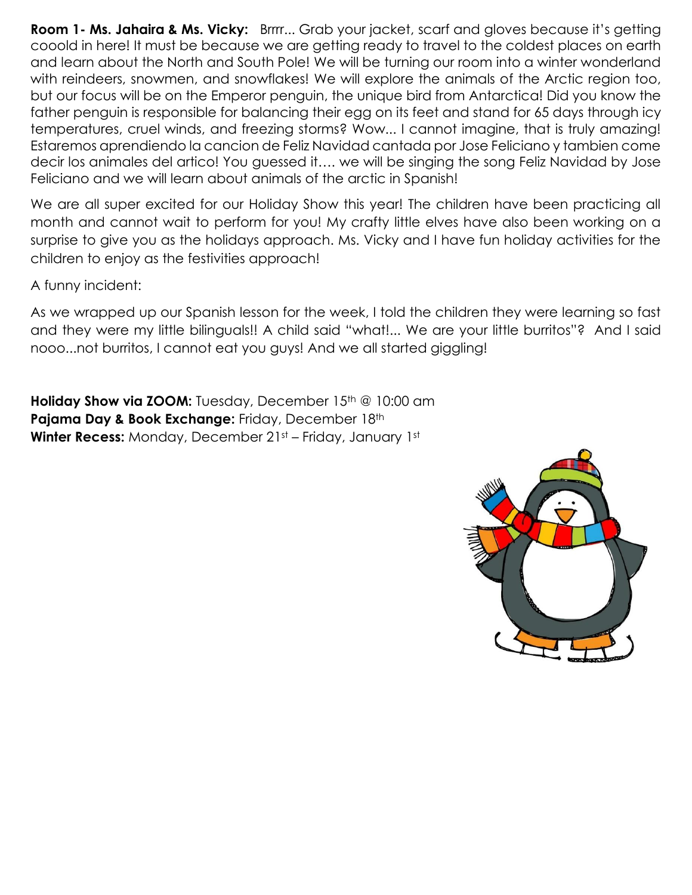**Room 1- Ms. Jahaira & Ms. Vicky:** Brrrr... Grab your jacket, scarf and gloves because it's getting cooold in here! It must be because we are getting ready to travel to the coldest places on earth and learn about the North and South Pole! We will be turning our room into a winter wonderland with reindeers, snowmen, and snowflakes! We will explore the animals of the Arctic region too, but our focus will be on the Emperor penguin, the unique bird from Antarctica! Did you know the father penguin is responsible for balancing their egg on its feet and stand for 65 days through icy temperatures, cruel winds, and freezing storms? Wow... I cannot imagine, that is truly amazing! Estaremos aprendiendo la cancion de Feliz Navidad cantada por Jose Feliciano y tambien come decir los animales del artico! You guessed it…. we will be singing the song Feliz Navidad by Jose Feliciano and we will learn about animals of the arctic in Spanish!

We are all super excited for our Holiday Show this year! The children have been practicing all month and cannot wait to perform for you! My crafty little elves have also been working on a surprise to give you as the holidays approach. Ms. Vicky and I have fun holiday activities for the children to enjoy as the festivities approach!

A funny incident:

As we wrapped up our Spanish lesson for the week, I told the children they were learning so fast and they were my little bilinguals!! A child said "what!... We are your little burritos"? And I said nooo...not burritos, I cannot eat you guys! And we all started giggling!

**Holiday Show via ZOOM:** Tuesday, December 15th @ 10:00 am
**Pajama Day & Book Exchange:** Friday, December 18th
**Winter Recess:** Monday, December 21st – Friday, January 1st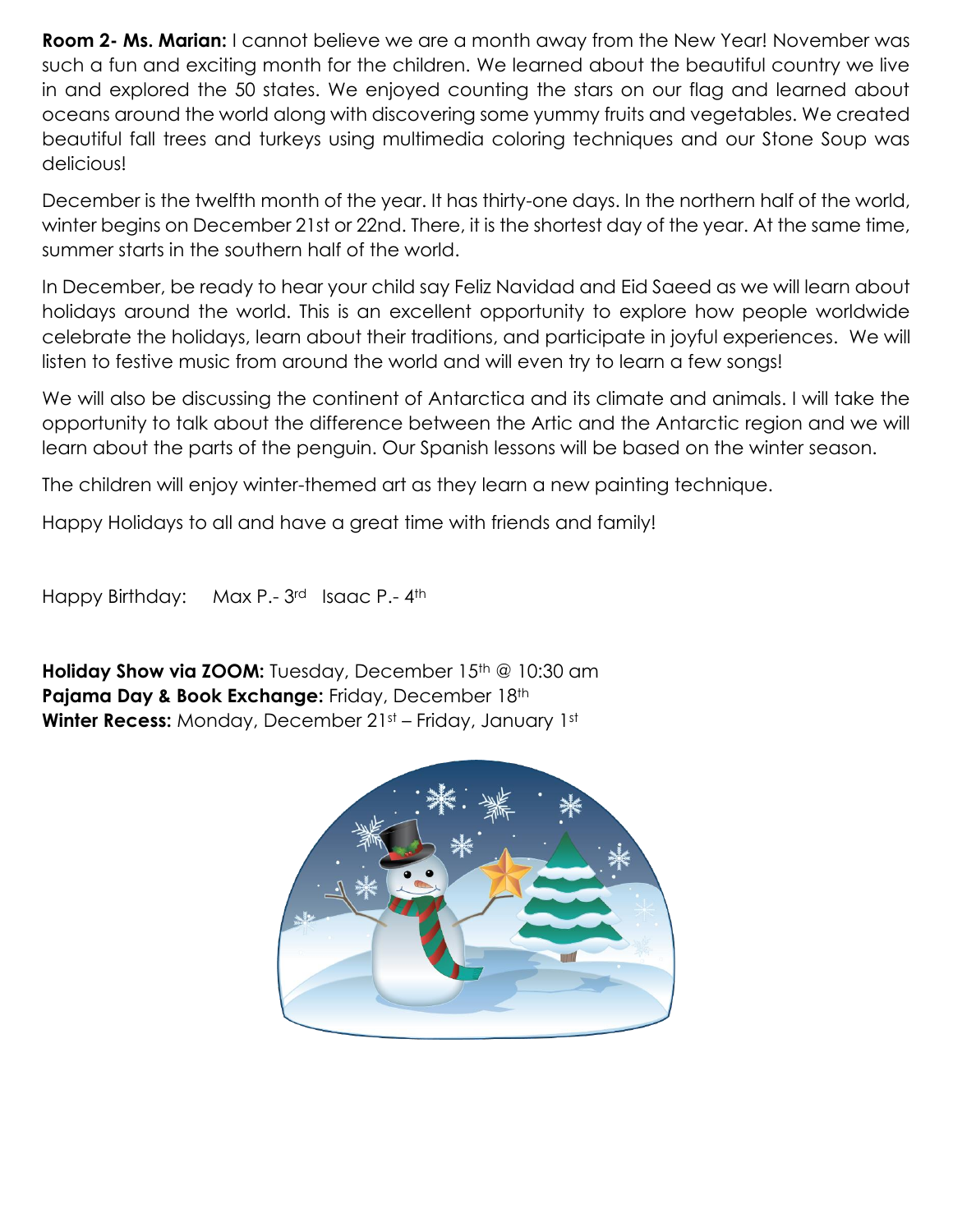**Room 2- Ms. Marian:** I cannot believe we are a month away from the New Year! November was such a fun and exciting month for the children. We learned about the beautiful country we live in and explored the 50 states. We enjoyed counting the stars on our flag and learned about oceans around the world along with discovering some yummy fruits and vegetables. We created beautiful fall trees and turkeys using multimedia coloring techniques and our Stone Soup was delicious!

December is the twelfth month of the year. It has thirty-one days. In the northern half of the world, winter begins on December 21st or 22nd. There, it is the shortest day of the year. At the same time, summer starts in the southern half of the world.

In December, be ready to hear your child say Feliz Navidad and Eid Saeed as we will learn about holidays around the world. This is an excellent opportunity to explore how people worldwide celebrate the holidays, learn about their traditions, and participate in joyful experiences. We will listen to festive music from around the world and will even try to learn a few songs!

We will also be discussing the continent of Antarctica and its climate and animals. I will take the opportunity to talk about the difference between the Artic and the Antarctic region and we will learn about the parts of the penguin. Our Spanish lessons will be based on the winter season.

The children will enjoy winter-themed art as they learn a new painting technique.

Happy Holidays to all and have a great time with friends and family!

Happy Birthday: Max P.- 3rd Isaac P.- 4th

**Holiday Show via ZOOM:** Tuesday, December 15th @ 10:30 am
**Pajama Day & Book Exchange:** Friday, December 18th
**Winter Recess:** Monday, December 21st – Friday, January 1st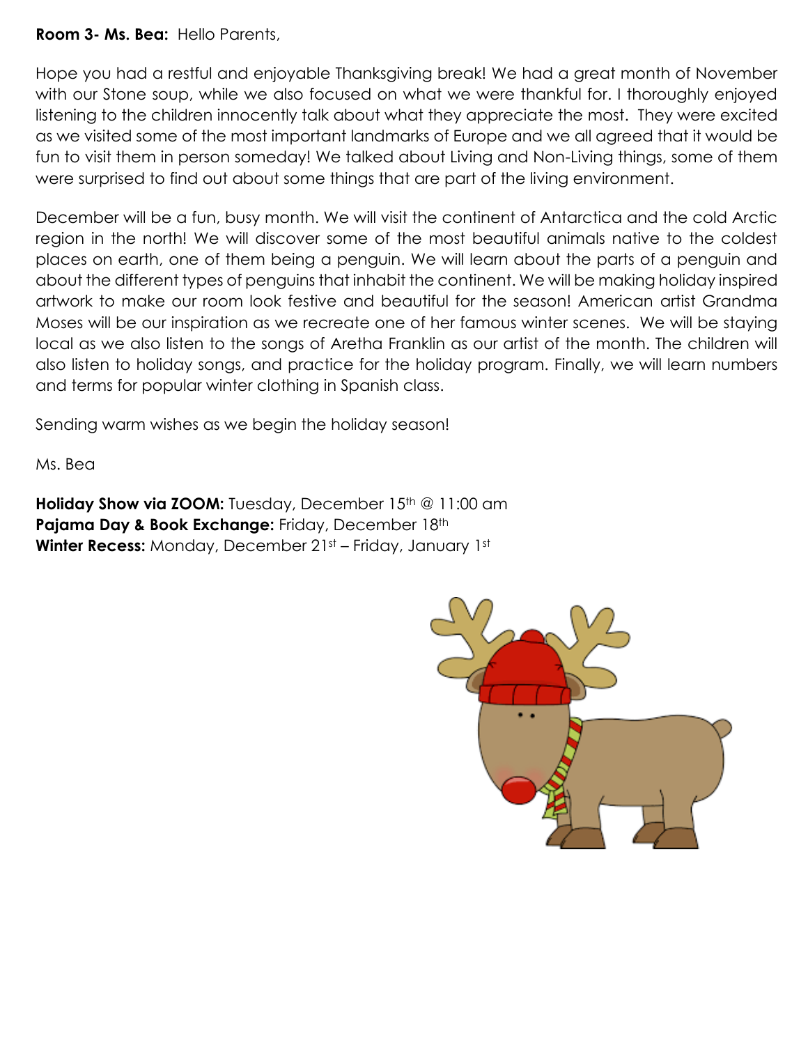**Room 3- Ms. Bea:** Hello Parents,

Hope you had a restful and enjoyable Thanksgiving break! We had a great month of November with our Stone soup, while we also focused on what we were thankful for. I thoroughly enjoyed listening to the children innocently talk about what they appreciate the most. They were excited as we visited some of the most important landmarks of Europe and we all agreed that it would be fun to visit them in person someday! We talked about Living and Non-Living things, some of them were surprised to find out about some things that are part of the living environment.

December will be a fun, busy month. We will visit the continent of Antarctica and the cold Arctic region in the north! We will discover some of the most beautiful animals native to the coldest places on earth, one of them being a penguin. We will learn about the parts of a penguin and about the different types of penguins that inhabit the continent. We will be making holiday inspired artwork to make our room look festive and beautiful for the season! American artist Grandma Moses will be our inspiration as we recreate one of her famous winter scenes. We will be staying local as we also listen to the songs of Aretha Franklin as our artist of the month. The children will also listen to holiday songs, and practice for the holiday program. Finally, we will learn numbers and terms for popular winter clothing in Spanish class.

Sending warm wishes as we begin the holiday season!

Ms. Bea

**Holiday Show via ZOOM:** Tuesday, December 15th @ 11:00 am
**Pajama Day & Book Exchange:** Friday, December 18th
**Winter Recess:** Monday, December 21st – Friday, January 1st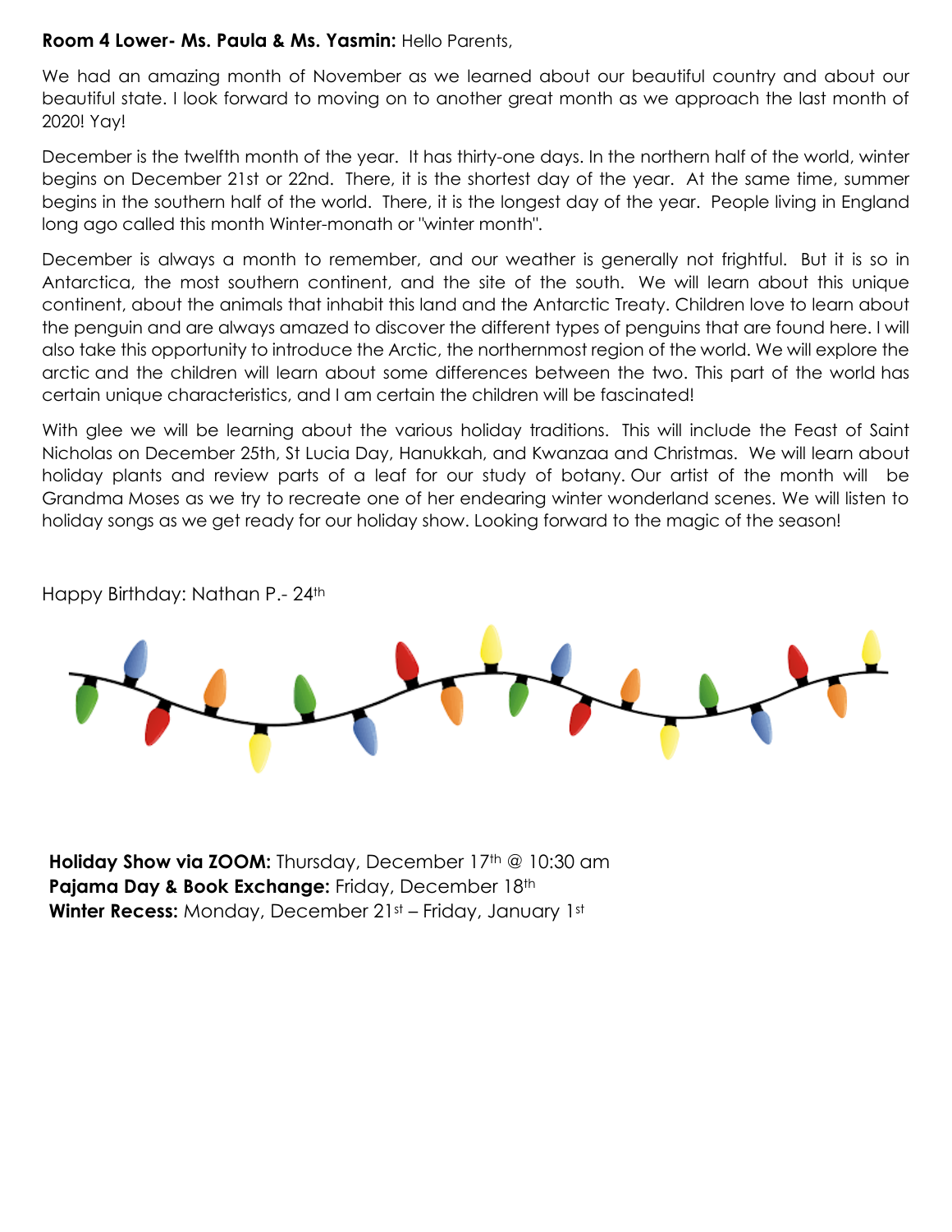**Room 4 Lower- Ms. Paula & Ms. Yasmin:** Hello Parents,

We had an amazing month of November as we learned about our beautiful country and about our beautiful state. I look forward to moving on to another great month as we approach the last month of 2020! Yay!

December is the twelfth month of the year. It has thirty-one days. In the northern half of the world, winter begins on December 21st or 22nd. There, it is the shortest day of the year. At the same time, summer begins in the southern half of the world. There, it is the longest day of the year. People living in England long ago called this month Winter-monath or "winter month".

December is always a month to remember, and our weather is generally not frightful. But it is so in Antarctica, the most southern continent, and the site of the south. We will learn about this unique continent, about the animals that inhabit this land and the Antarctic Treaty. Children love to learn about the penguin and are always amazed to discover the different types of penguins that are found here. I will also take this opportunity to introduce the Arctic, the northernmost region of the world. We will explore the arctic and the children will learn about some differences between the two. This part of the world has certain unique characteristics, and I am certain the children will be fascinated!

With glee we will be learning about the various holiday traditions. This will include the Feast of Saint Nicholas on December 25th, St Lucia Day, Hanukkah, and Kwanzaa and Christmas. We will learn about holiday plants and review parts of a leaf for our study of botany. Our artist of the month will be Grandma Moses as we try to recreate one of her endearing winter wonderland scenes. We will listen to holiday songs as we get ready for our holiday show. Looking forward to the magic of the season!

Happy Birthday: Nathan P.- 24th

**Holiday Show via ZOOM:** Thursday, December 17th @ 10:30 am
**Pajama Day & Book Exchange:** Friday, December 18th
**Winter Recess:** Monday, December 21st – Friday, January 1st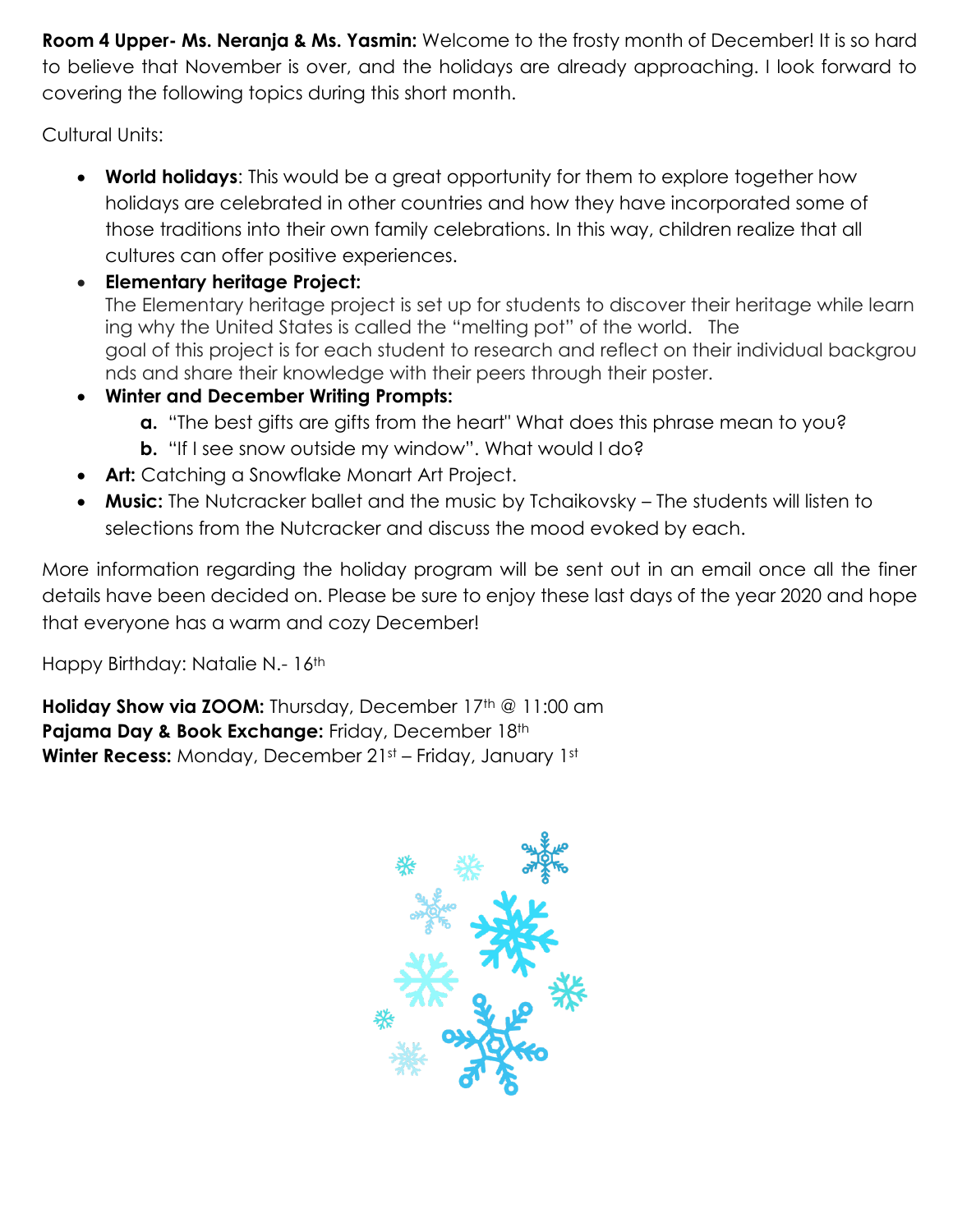**Room 4 Upper- Ms. Neranja & Ms. Yasmin:** Welcome to the frosty month of December! It is so hard to believe that November is over, and the holidays are already approaching. I look forward to covering the following topics during this short month.

Cultural Units:

- **World holidays**: This would be a great opportunity for them to explore together how holidays are celebrated in other countries and how they have incorporated some of those traditions into their own family celebrations. In this way, children realize that all cultures can offer positive experiences.
- **Elementary heritage Project:**
  The Elementary heritage project is set up for students to discover their heritage while learning why the United States is called the "melting pot" of the world. The goal of this project is for each student to research and reflect on their individual backgrounds and share their knowledge with their peers through their poster.
- **Winter and December Writing Prompts:**
  - **a.** "The best gifts are gifts from the heart" What does this phrase mean to you?
  - **b.** "If I see snow outside my window". What would I do?
- **Art:** Catching a Snowflake Monart Art Project.
- **Music:** The Nutcracker ballet and the music by Tchaikovsky – The students will listen to selections from the Nutcracker and discuss the mood evoked by each.

More information regarding the holiday program will be sent out in an email once all the finer details have been decided on. Please be sure to enjoy these last days of the year 2020 and hope that everyone has a warm and cozy December!

Happy Birthday: Natalie N.- 16th

**Holiday Show via ZOOM:** Thursday, December 17th @ 11:00 am
**Pajama Day & Book Exchange:** Friday, December 18th
**Winter Recess:** Monday, December 21st – Friday, January 1st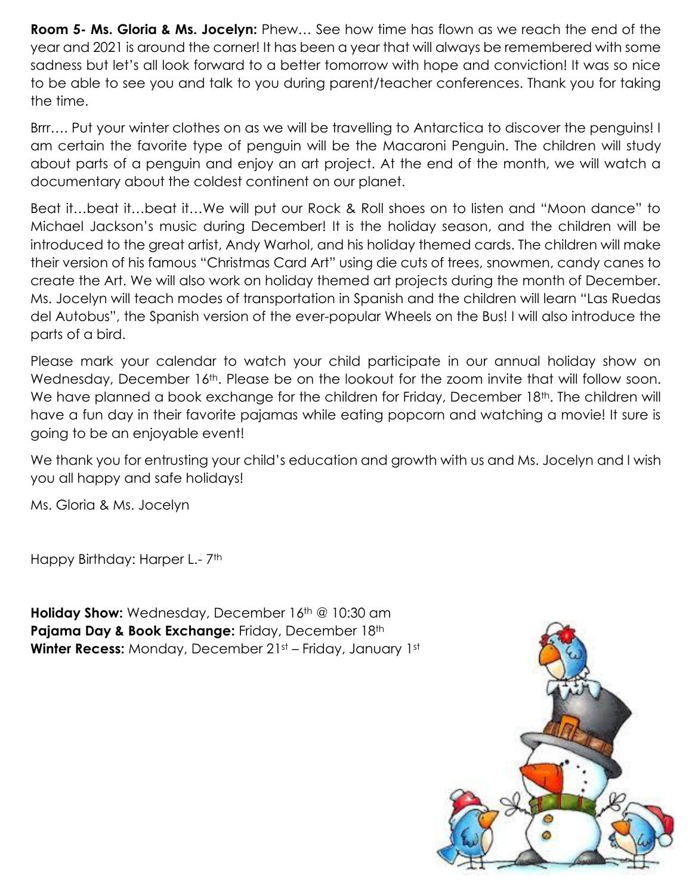**Room 5- Ms. Gloria & Ms. Jocelyn:** Phew… See how time has flown as we reach the end of the year and 2021 is around the corner! It has been a year that will always be remembered with some sadness but let's all look forward to a better tomorrow with hope and conviction! It was so nice to be able to see you and talk to you during parent/teacher conferences. Thank you for taking the time.

Brrr…. Put your winter clothes on as we will be travelling to Antarctica to discover the penguins! I am certain the favorite type of penguin will be the Macaroni Penguin. The children will study about parts of a penguin and enjoy an art project. At the end of the month, we will watch a documentary about the coldest continent on our planet.

Beat it…beat it…beat it…We will put our Rock & Roll shoes on to listen and "Moon dance" to Michael Jackson's music during December! It is the holiday season, and the children will be introduced to the great artist, Andy Warhol, and his holiday themed cards. The children will make their version of his famous "Christmas Card Art" using die cuts of trees, snowmen, candy canes to create the Art. We will also work on holiday themed art projects during the month of December. Ms. Jocelyn will teach modes of transportation in Spanish and the children will learn "Las Ruedas del Autobus", the Spanish version of the ever-popular Wheels on the Bus! I will also introduce the parts of a bird.

Please mark your calendar to watch your child participate in our annual holiday show on Wednesday, December 16th. Please be on the lookout for the zoom invite that will follow soon. We have planned a book exchange for the children for Friday, December 18th. The children will have a fun day in their favorite pajamas while eating popcorn and watching a movie! It sure is going to be an enjoyable event!

We thank you for entrusting your child's education and growth with us and Ms. Jocelyn and I wish you all happy and safe holidays!

Ms. Gloria & Ms. Jocelyn

Happy Birthday: Harper L.- 7th

**Holiday Show:** Wednesday, December 16th @ 10:30 am
**Pajama Day & Book Exchange:** Friday, December 18th
**Winter Recess:** Monday, December 21st – Friday, January 1st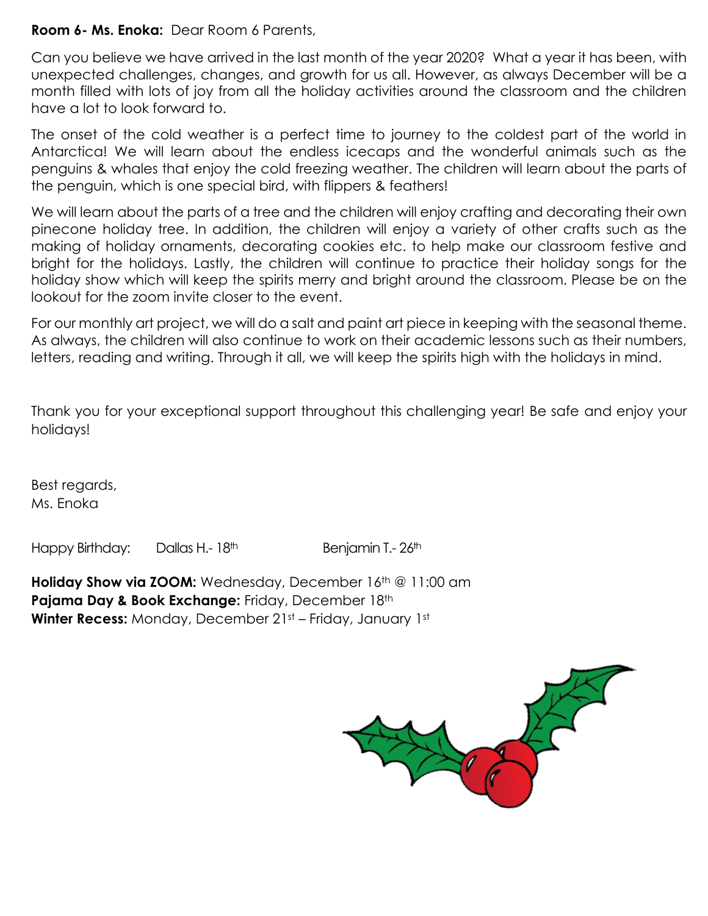**Room 6- Ms. Enoka:** Dear Room 6 Parents,

Can you believe we have arrived in the last month of the year 2020? What a year it has been, with unexpected challenges, changes, and growth for us all. However, as always December will be a month filled with lots of joy from all the holiday activities around the classroom and the children have a lot to look forward to.

The onset of the cold weather is a perfect time to journey to the coldest part of the world in Antarctica! We will learn about the endless icecaps and the wonderful animals such as the penguins & whales that enjoy the cold freezing weather. The children will learn about the parts of the penguin, which is one special bird, with flippers & feathers!

We will learn about the parts of a tree and the children will enjoy crafting and decorating their own pinecone holiday tree. In addition, the children will enjoy a variety of other crafts such as the making of holiday ornaments, decorating cookies etc. to help make our classroom festive and bright for the holidays. Lastly, the children will continue to practice their holiday songs for the holiday show which will keep the spirits merry and bright around the classroom. Please be on the lookout for the zoom invite closer to the event.

For our monthly art project, we will do a salt and paint art piece in keeping with the seasonal theme. As always, the children will also continue to work on their academic lessons such as their numbers, letters, reading and writing. Through it all, we will keep the spirits high with the holidays in mind.

Thank you for your exceptional support throughout this challenging year! Be safe and enjoy your holidays!

Best regards,
Ms. Enoka

Happy Birthday: Dallas H.- 18th Benjamin T.- 26th

**Holiday Show via ZOOM:** Wednesday, December 16th @ 11:00 am
**Pajama Day & Book Exchange:** Friday, December 18th
**Winter Recess:** Monday, December 21st – Friday, January 1st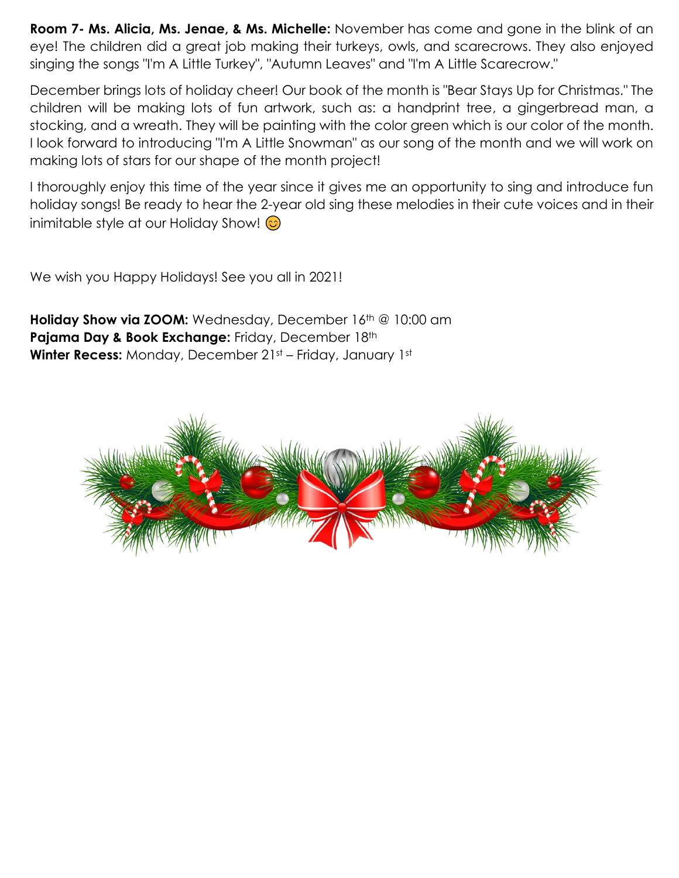**Room 7- Ms. Alicia, Ms. Jenae, & Ms. Michelle:** November has come and gone in the blink of an eye! The children did a great job making their turkeys, owls, and scarecrows. They also enjoyed singing the songs "I'm A Little Turkey", "Autumn Leaves" and "I'm A Little Scarecrow."

December brings lots of holiday cheer! Our book of the month is "Bear Stays Up for Christmas." The children will be making lots of fun artwork, such as: a handprint tree, a gingerbread man, a stocking, and a wreath. They will be painting with the color green which is our color of the month. I look forward to introducing "I'm A Little Snowman" as our song of the month and we will work on making lots of stars for our shape of the month project!

I thoroughly enjoy this time of the year since it gives me an opportunity to sing and introduce fun holiday songs! Be ready to hear the 2-year old sing these melodies in their cute voices and in their inimitable style at our Holiday Show! 😊

We wish you Happy Holidays! See you all in 2021!

**Holiday Show via ZOOM:** Wednesday, December 16th @ 10:00 am
**Pajama Day & Book Exchange:** Friday, December 18th
**Winter Recess:** Monday, December 21st – Friday, January 1st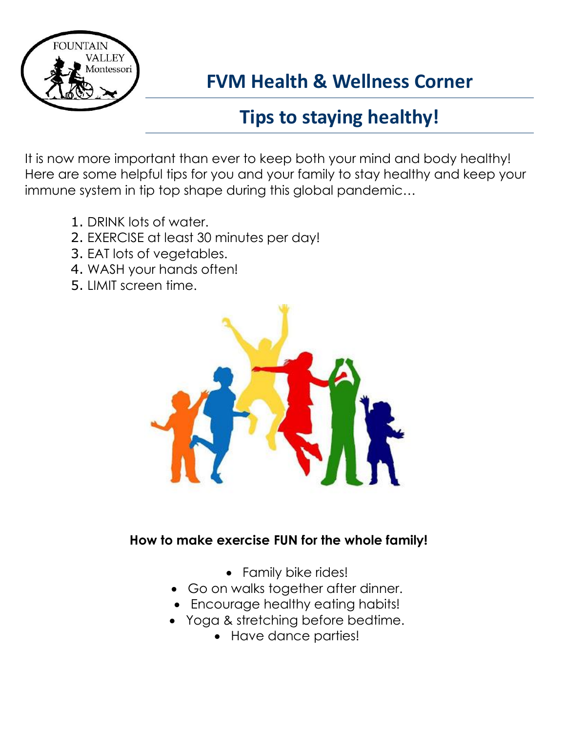FOUNTAIN VALLEY Montessori

# FVM Health & Wellness Corner

## Tips to staying healthy!

It is now more important than ever to keep both your mind and body healthy! Here are some helpful tips for you and your family to stay healthy and keep your immune system in tip top shape during this global pandemic…

1. DRINK lots of water.
2. EXERCISE at least 30 minutes per day!
3. EAT lots of vegetables.
4. WASH your hands often!
5. LIMIT screen time.

**How to make exercise FUN for the whole family!**

- Family bike rides!
- Go on walks together after dinner.
- Encourage healthy eating habits!
- Yoga & stretching before bedtime.
- Have dance parties!